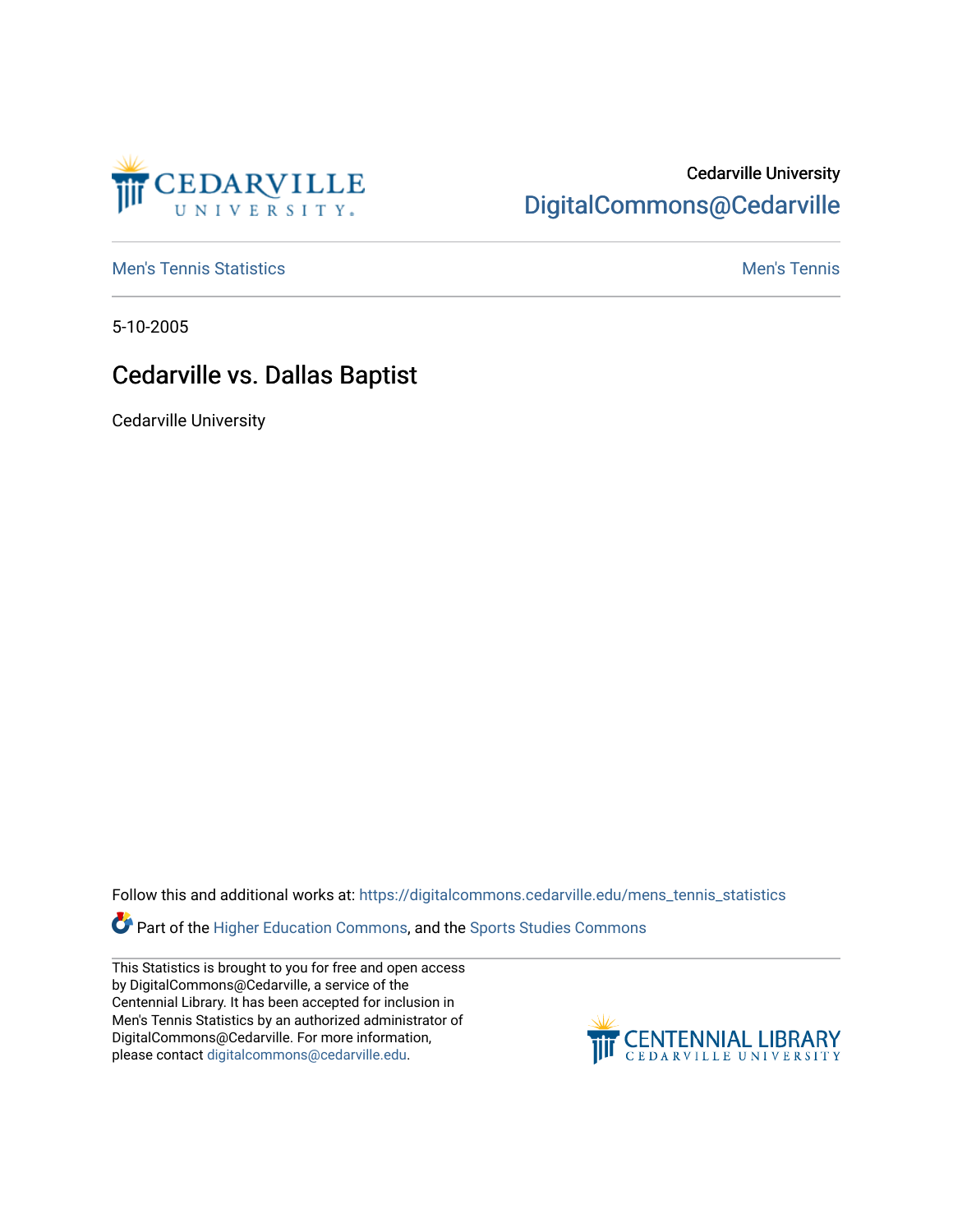Cedarville University

DigitalCommons@Cedarville

Men's Tennis Statistics

Men's Tennis

5-10-2005

# Cedarville vs. Dallas Baptist

Cedarville University

Follow this and additional works at: https://digitalcommons.cedarville.edu/mens_tennis_statistics

Part of the Higher Education Commons, and the Sports Studies Commons

This Statistics is brought to you for free and open access by DigitalCommons@Cedarville, a service of the Centennial Library. It has been accepted for inclusion in Men's Tennis Statistics by an authorized administrator of DigitalCommons@Cedarville. For more information, please contact digitalcommons@cedarville.edu.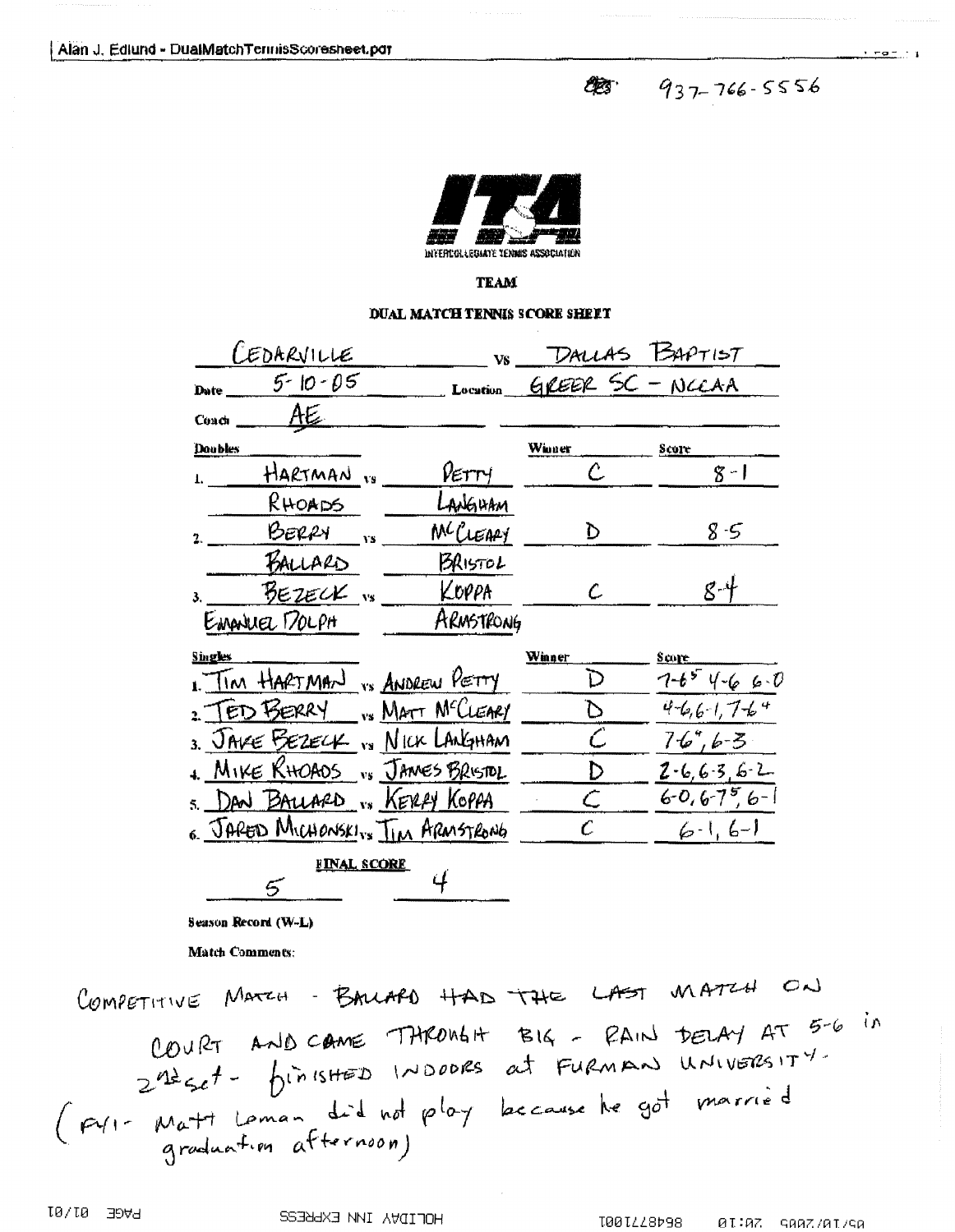937-766-5556

INTERCOLLEGIATE TENNIS ASSOCIATION

**TEAM**

**DUAL MATCH TENNIS SCORE SHEET**

CEDARVILLE vs DALLAS BAPTIST

Date 5-10-05 Location GREER SC - NCCAA

Coach AE

| Doubles | | Winner | Score |
|---|---|---|---|
| 1. HARTMAN / RHOADS | vs PETTY / LANGHAM | C | 8-1 |
| 2. BERRY / BALLARD | vs McCLEARY / BRISTOL | D | 8-5 |
| 3. BEZECK / EMANUEL DOLPH | vs KOPPA / ARMSTRONG | C | 8-4 |

| Singles | | Winner | Score |
|---|---|---|---|
| 1. TIM HARTMAN | vs ANDREW PETTY | D | 7-6$^{5}$ 4-6 6-0 |
| 2. TED BERRY | vs MATT McCLEARY | D | 4-6, 6-1, 7-6$^{4}$ |
| 3. JAKE BEZECK | vs NICK LANGHAM | C | 7-6$^{4}$, 6-3 |
| 4. MIKE RHOADS | vs JAMES BRISTOL | D | 2-6, 6-3, 6-2 |
| 5. DAN BALLARD | vs KERRY KOPPA | C | 6-0, 6-7$^{5}$, 6-1 |
| 6. JARED MICHONSKI | vs TIM ARMSTRONG | C | 6-1, 6-1 |

**FINAL SCORE**

5 4

Season Record (W-L)

Match Comments:

COMPETITIVE MATCH - BALLARD HAD THE LAST MATCH ON COURT AND CAME THROUGH BIG - RAIN DELAY AT 5-6 in 2nd set - finished INDOORS at FURMAN UNIVERSITY.

(FYI - Matt Loman did not play because he got married graduation afternoon)